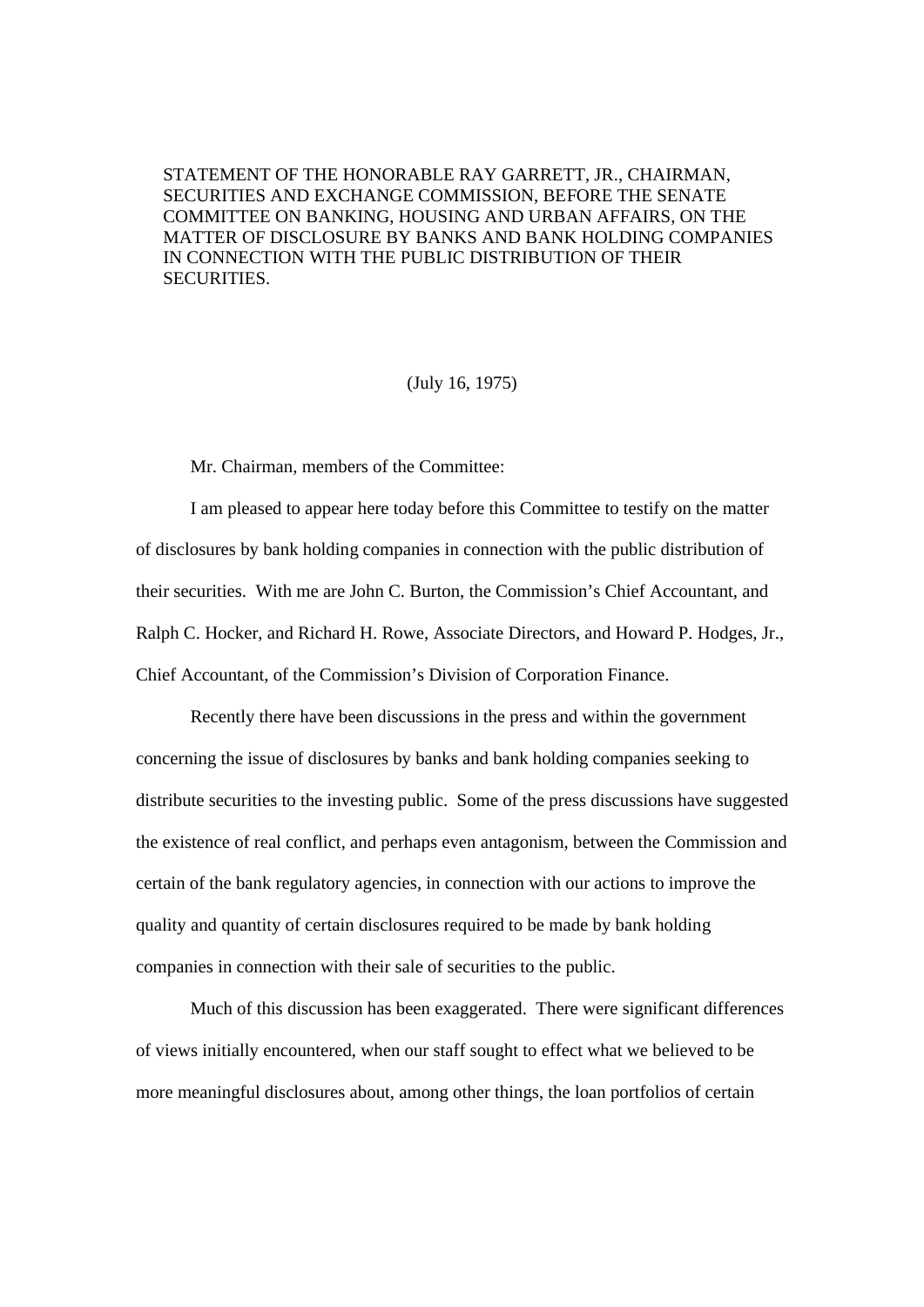STATEMENT OF THE HONORABLE RAY GARRETT, JR., CHAIRMAN, SECURITIES AND EXCHANGE COMMISSION, BEFORE THE SENATE COMMITTEE ON BANKING, HOUSING AND URBAN AFFAIRS, ON THE MATTER OF DISCLOSURE BY BANKS AND BANK HOLDING COMPANIES IN CONNECTION WITH THE PUBLIC DISTRIBUTION OF THEIR SECURITIES.

(July 16, 1975)

Mr. Chairman, members of the Committee:

I am pleased to appear here today before this Committee to testify on the matter of disclosures by bank holding companies in connection with the public distribution of their securities. With me are John C. Burton, the Commission's Chief Accountant, and Ralph C. Hocker, and Richard H. Rowe, Associate Directors, and Howard P. Hodges, Jr., Chief Accountant, of the Commission's Division of Corporation Finance.

Recently there have been discussions in the press and within the government concerning the issue of disclosures by banks and bank holding companies seeking to distribute securities to the investing public. Some of the press discussions have suggested the existence of real conflict, and perhaps even antagonism, between the Commission and certain of the bank regulatory agencies, in connection with our actions to improve the quality and quantity of certain disclosures required to be made by bank holding companies in connection with their sale of securities to the public.

Much of this discussion has been exaggerated. There were significant differences of views initially encountered, when our staff sought to effect what we believed to be more meaningful disclosures about, among other things, the loan portfolios of certain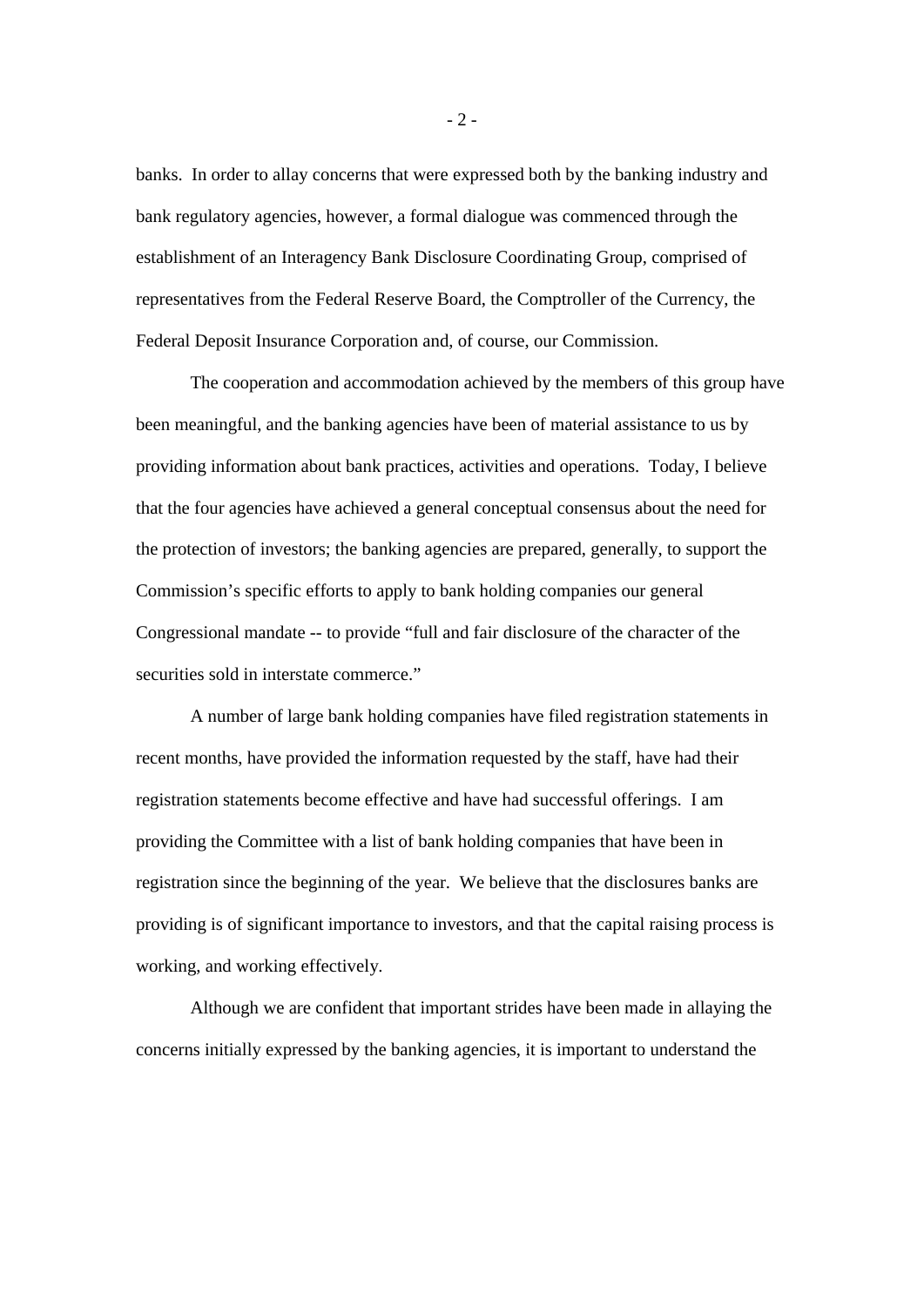banks. In order to allay concerns that were expressed both by the banking industry and bank regulatory agencies, however, a formal dialogue was commenced through the establishment of an Interagency Bank Disclosure Coordinating Group, comprised of representatives from the Federal Reserve Board, the Comptroller of the Currency, the Federal Deposit Insurance Corporation and, of course, our Commission.

The cooperation and accommodation achieved by the members of this group have been meaningful, and the banking agencies have been of material assistance to us by providing information about bank practices, activities and operations. Today, I believe that the four agencies have achieved a general conceptual consensus about the need for the protection of investors; the banking agencies are prepared, generally, to support the Commission's specific efforts to apply to bank holding companies our general Congressional mandate -- to provide "full and fair disclosure of the character of the securities sold in interstate commerce."

A number of large bank holding companies have filed registration statements in recent months, have provided the information requested by the staff, have had their registration statements become effective and have had successful offerings. I am providing the Committee with a list of bank holding companies that have been in registration since the beginning of the year. We believe that the disclosures banks are providing is of significant importance to investors, and that the capital raising process is working, and working effectively.

Although we are confident that important strides have been made in allaying the concerns initially expressed by the banking agencies, it is important to understand the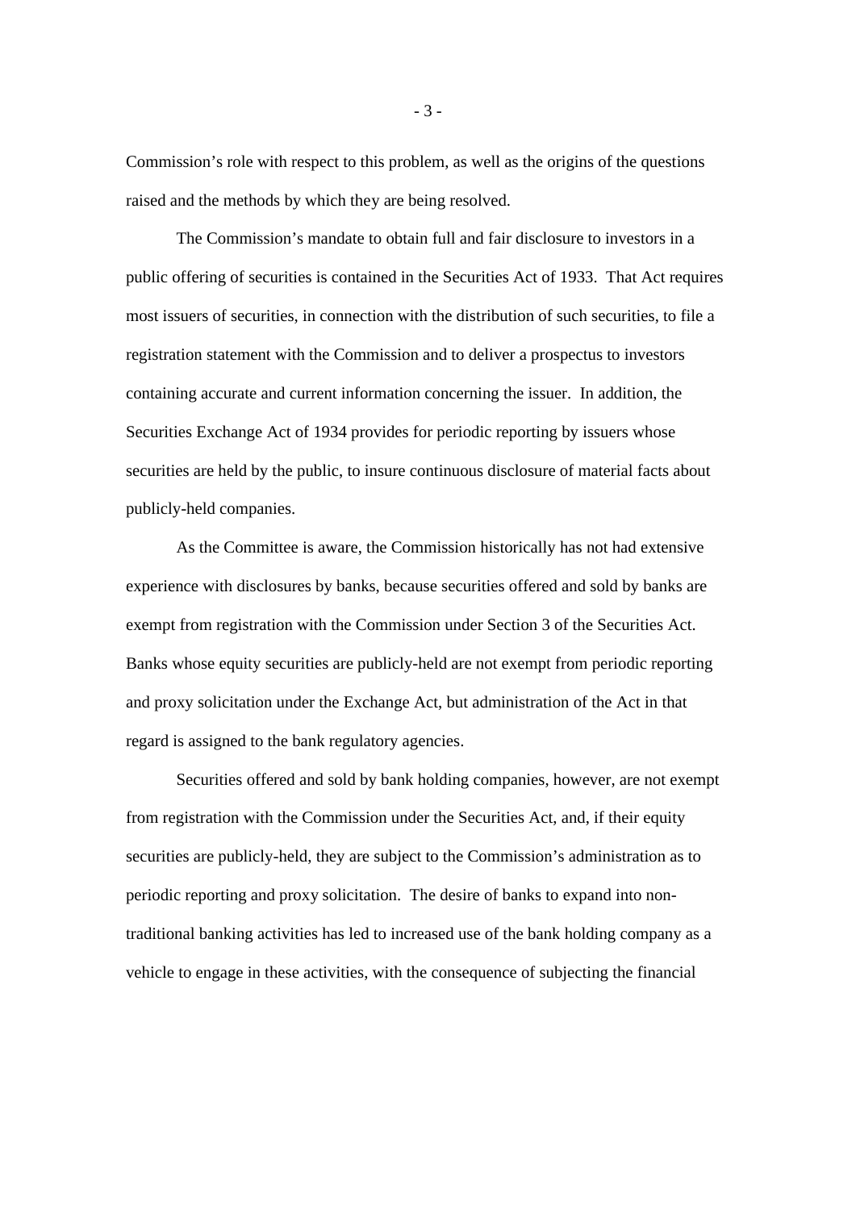Commission's role with respect to this problem, as well as the origins of the questions raised and the methods by which they are being resolved.

The Commission's mandate to obtain full and fair disclosure to investors in a public offering of securities is contained in the Securities Act of 1933. That Act requires most issuers of securities, in connection with the distribution of such securities, to file a registration statement with the Commission and to deliver a prospectus to investors containing accurate and current information concerning the issuer. In addition, the Securities Exchange Act of 1934 provides for periodic reporting by issuers whose securities are held by the public, to insure continuous disclosure of material facts about publicly-held companies.

As the Committee is aware, the Commission historically has not had extensive experience with disclosures by banks, because securities offered and sold by banks are exempt from registration with the Commission under Section 3 of the Securities Act. Banks whose equity securities are publicly-held are not exempt from periodic reporting and proxy solicitation under the Exchange Act, but administration of the Act in that regard is assigned to the bank regulatory agencies.

Securities offered and sold by bank holding companies, however, are not exempt from registration with the Commission under the Securities Act, and, if their equity securities are publicly-held, they are subject to the Commission's administration as to periodic reporting and proxy solicitation. The desire of banks to expand into non-traditional banking activities has led to increased use of the bank holding company as a vehicle to engage in these activities, with the consequence of subjecting the financial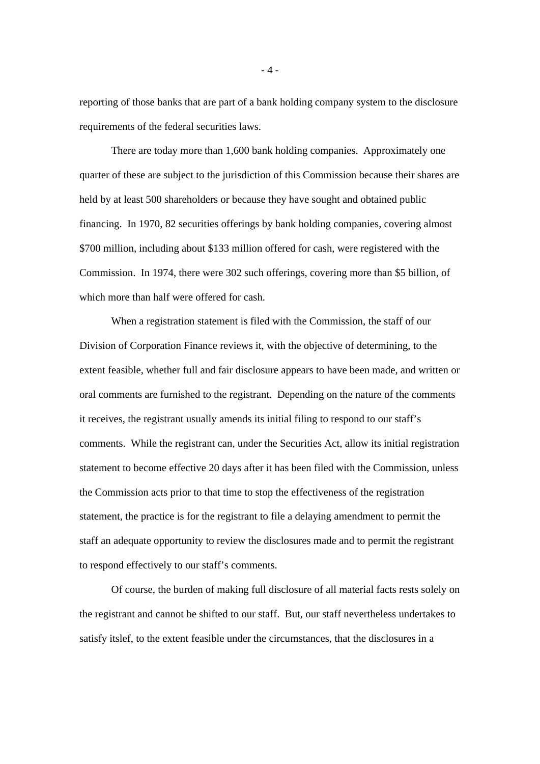reporting of those banks that are part of a bank holding company system to the disclosure requirements of the federal securities laws.

There are today more than 1,600 bank holding companies. Approximately one quarter of these are subject to the jurisdiction of this Commission because their shares are held by at least 500 shareholders or because they have sought and obtained public financing. In 1970, 82 securities offerings by bank holding companies, covering almost $700 million, including about $133 million offered for cash, were registered with the Commission. In 1974, there were 302 such offerings, covering more than $5 billion, of which more than half were offered for cash.

When a registration statement is filed with the Commission, the staff of our Division of Corporation Finance reviews it, with the objective of determining, to the extent feasible, whether full and fair disclosure appears to have been made, and written or oral comments are furnished to the registrant. Depending on the nature of the comments it receives, the registrant usually amends its initial filing to respond to our staff's comments. While the registrant can, under the Securities Act, allow its initial registration statement to become effective 20 days after it has been filed with the Commission, unless the Commission acts prior to that time to stop the effectiveness of the registration statement, the practice is for the registrant to file a delaying amendment to permit the staff an adequate opportunity to review the disclosures made and to permit the registrant to respond effectively to our staff's comments.

Of course, the burden of making full disclosure of all material facts rests solely on the registrant and cannot be shifted to our staff. But, our staff nevertheless undertakes to satisfy itslef, to the extent feasible under the circumstances, that the disclosures in a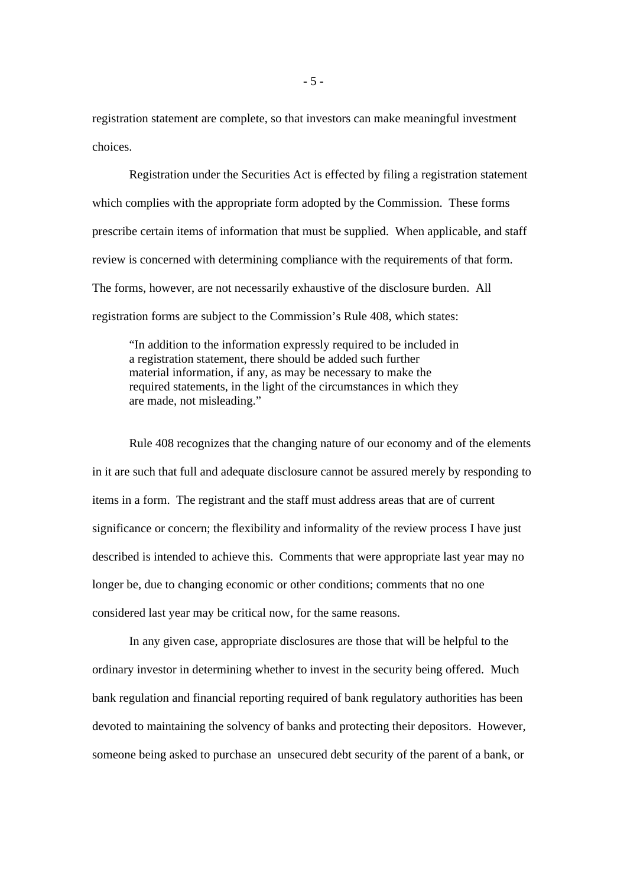registration statement are complete, so that investors can make meaningful investment choices.

Registration under the Securities Act is effected by filing a registration statement which complies with the appropriate form adopted by the Commission. These forms prescribe certain items of information that must be supplied. When applicable, and staff review is concerned with determining compliance with the requirements of that form. The forms, however, are not necessarily exhaustive of the disclosure burden. All registration forms are subject to the Commission's Rule 408, which states:

> "In addition to the information expressly required to be included in a registration statement, there should be added such further material information, if any, as may be necessary to make the required statements, in the light of the circumstances in which they are made, not misleading."

Rule 408 recognizes that the changing nature of our economy and of the elements in it are such that full and adequate disclosure cannot be assured merely by responding to items in a form. The registrant and the staff must address areas that are of current significance or concern; the flexibility and informality of the review process I have just described is intended to achieve this. Comments that were appropriate last year may no longer be, due to changing economic or other conditions; comments that no one considered last year may be critical now, for the same reasons.

In any given case, appropriate disclosures are those that will be helpful to the ordinary investor in determining whether to invest in the security being offered. Much bank regulation and financial reporting required of bank regulatory authorities has been devoted to maintaining the solvency of banks and protecting their depositors. However, someone being asked to purchase an unsecured debt security of the parent of a bank, or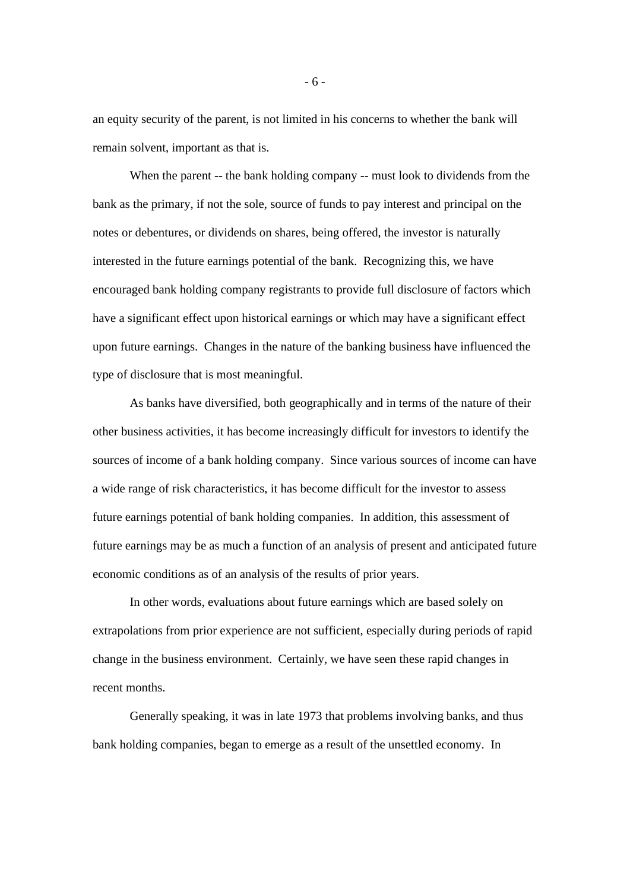an equity security of the parent, is not limited in his concerns to whether the bank will remain solvent, important as that is.

When the parent -- the bank holding company -- must look to dividends from the bank as the primary, if not the sole, source of funds to pay interest and principal on the notes or debentures, or dividends on shares, being offered, the investor is naturally interested in the future earnings potential of the bank. Recognizing this, we have encouraged bank holding company registrants to provide full disclosure of factors which have a significant effect upon historical earnings or which may have a significant effect upon future earnings. Changes in the nature of the banking business have influenced the type of disclosure that is most meaningful.

As banks have diversified, both geographically and in terms of the nature of their other business activities, it has become increasingly difficult for investors to identify the sources of income of a bank holding company. Since various sources of income can have a wide range of risk characteristics, it has become difficult for the investor to assess future earnings potential of bank holding companies. In addition, this assessment of future earnings may be as much a function of an analysis of present and anticipated future economic conditions as of an analysis of the results of prior years.

In other words, evaluations about future earnings which are based solely on extrapolations from prior experience are not sufficient, especially during periods of rapid change in the business environment. Certainly, we have seen these rapid changes in recent months.

Generally speaking, it was in late 1973 that problems involving banks, and thus bank holding companies, began to emerge as a result of the unsettled economy. In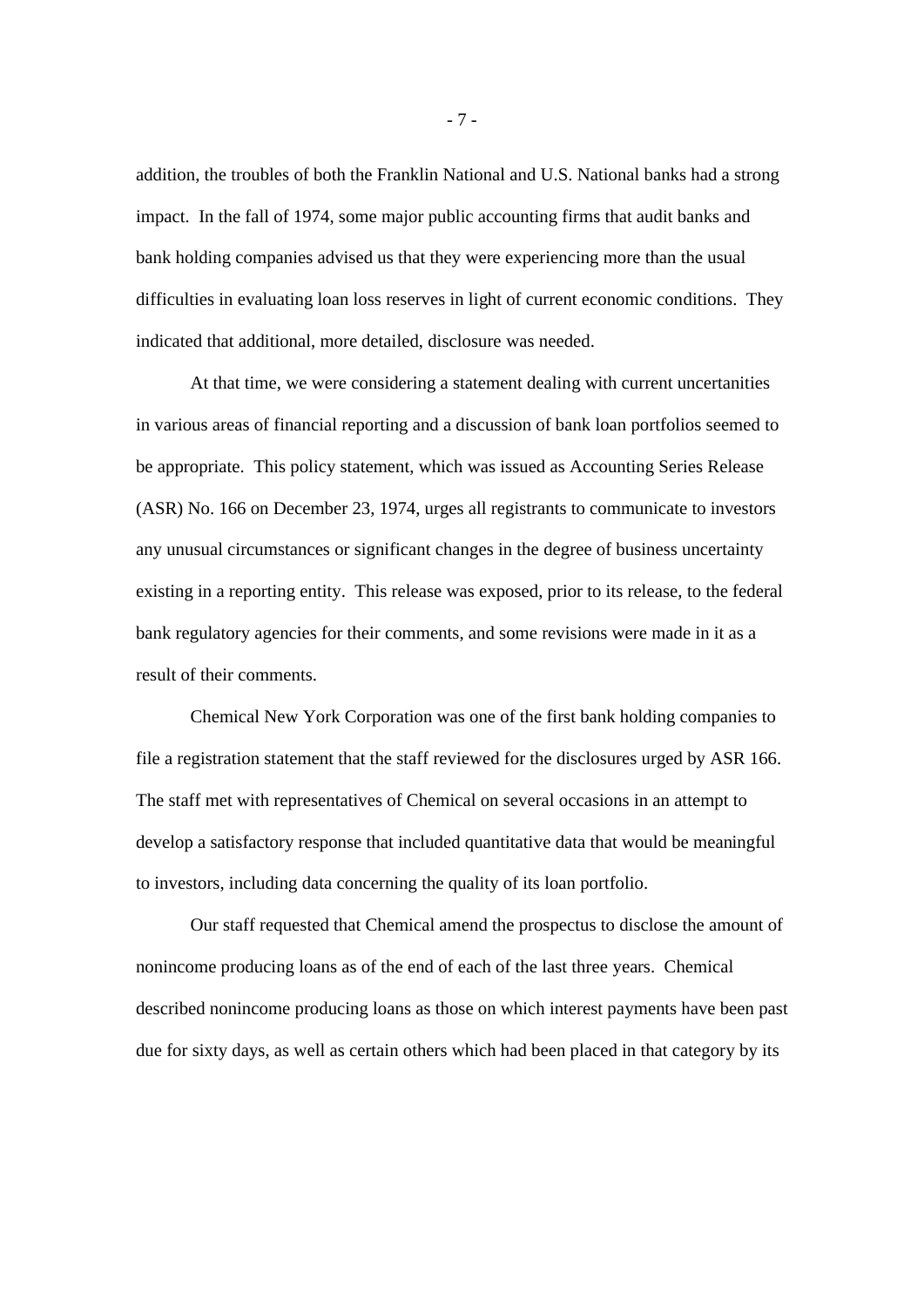addition, the troubles of both the Franklin National and U.S. National banks had a strong impact. In the fall of 1974, some major public accounting firms that audit banks and bank holding companies advised us that they were experiencing more than the usual difficulties in evaluating loan loss reserves in light of current economic conditions. They indicated that additional, more detailed, disclosure was needed.

At that time, we were considering a statement dealing with current uncertainties in various areas of financial reporting and a discussion of bank loan portfolios seemed to be appropriate. This policy statement, which was issued as Accounting Series Release (ASR) No. 166 on December 23, 1974, urges all registrants to communicate to investors any unusual circumstances or significant changes in the degree of business uncertainty existing in a reporting entity. This release was exposed, prior to its release, to the federal bank regulatory agencies for their comments, and some revisions were made in it as a result of their comments.

Chemical New York Corporation was one of the first bank holding companies to file a registration statement that the staff reviewed for the disclosures urged by ASR 166. The staff met with representatives of Chemical on several occasions in an attempt to develop a satisfactory response that included quantitative data that would be meaningful to investors, including data concerning the quality of its loan portfolio.

Our staff requested that Chemical amend the prospectus to disclose the amount of nonincome producing loans as of the end of each of the last three years. Chemical described nonincome producing loans as those on which interest payments have been past due for sixty days, as well as certain others which had been placed in that category by its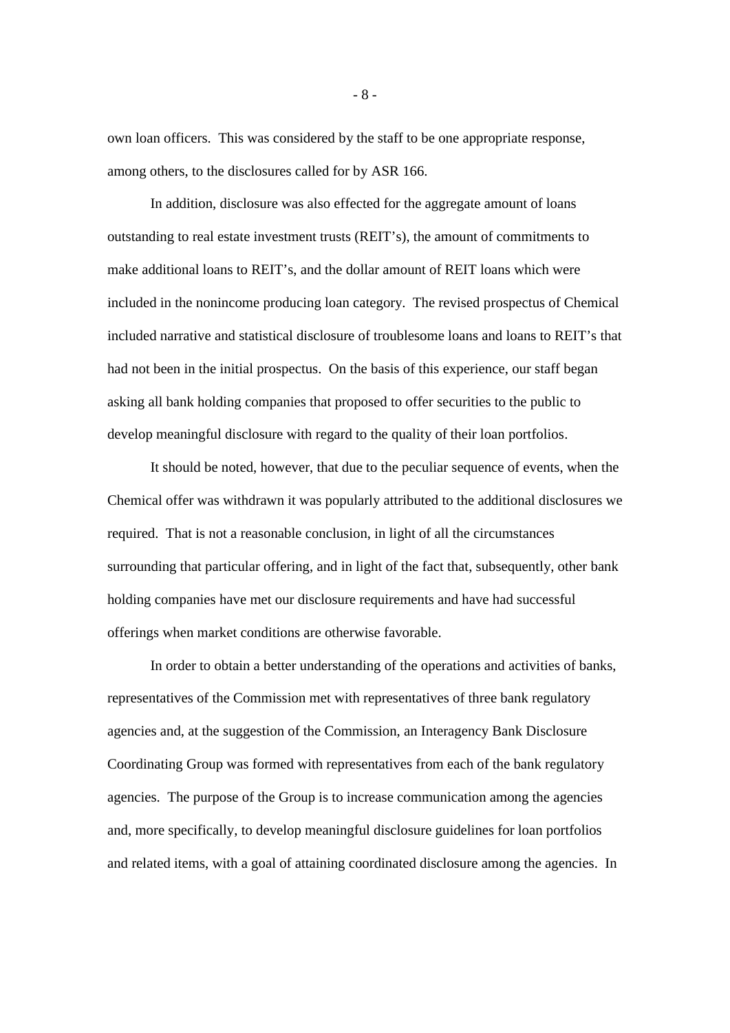own loan officers. This was considered by the staff to be one appropriate response, among others, to the disclosures called for by ASR 166.

In addition, disclosure was also effected for the aggregate amount of loans outstanding to real estate investment trusts (REIT's), the amount of commitments to make additional loans to REIT's, and the dollar amount of REIT loans which were included in the nonincome producing loan category. The revised prospectus of Chemical included narrative and statistical disclosure of troublesome loans and loans to REIT's that had not been in the initial prospectus. On the basis of this experience, our staff began asking all bank holding companies that proposed to offer securities to the public to develop meaningful disclosure with regard to the quality of their loan portfolios.

It should be noted, however, that due to the peculiar sequence of events, when the Chemical offer was withdrawn it was popularly attributed to the additional disclosures we required. That is not a reasonable conclusion, in light of all the circumstances surrounding that particular offering, and in light of the fact that, subsequently, other bank holding companies have met our disclosure requirements and have had successful offerings when market conditions are otherwise favorable.

In order to obtain a better understanding of the operations and activities of banks, representatives of the Commission met with representatives of three bank regulatory agencies and, at the suggestion of the Commission, an Interagency Bank Disclosure Coordinating Group was formed with representatives from each of the bank regulatory agencies. The purpose of the Group is to increase communication among the agencies and, more specifically, to develop meaningful disclosure guidelines for loan portfolios and related items, with a goal of attaining coordinated disclosure among the agencies. In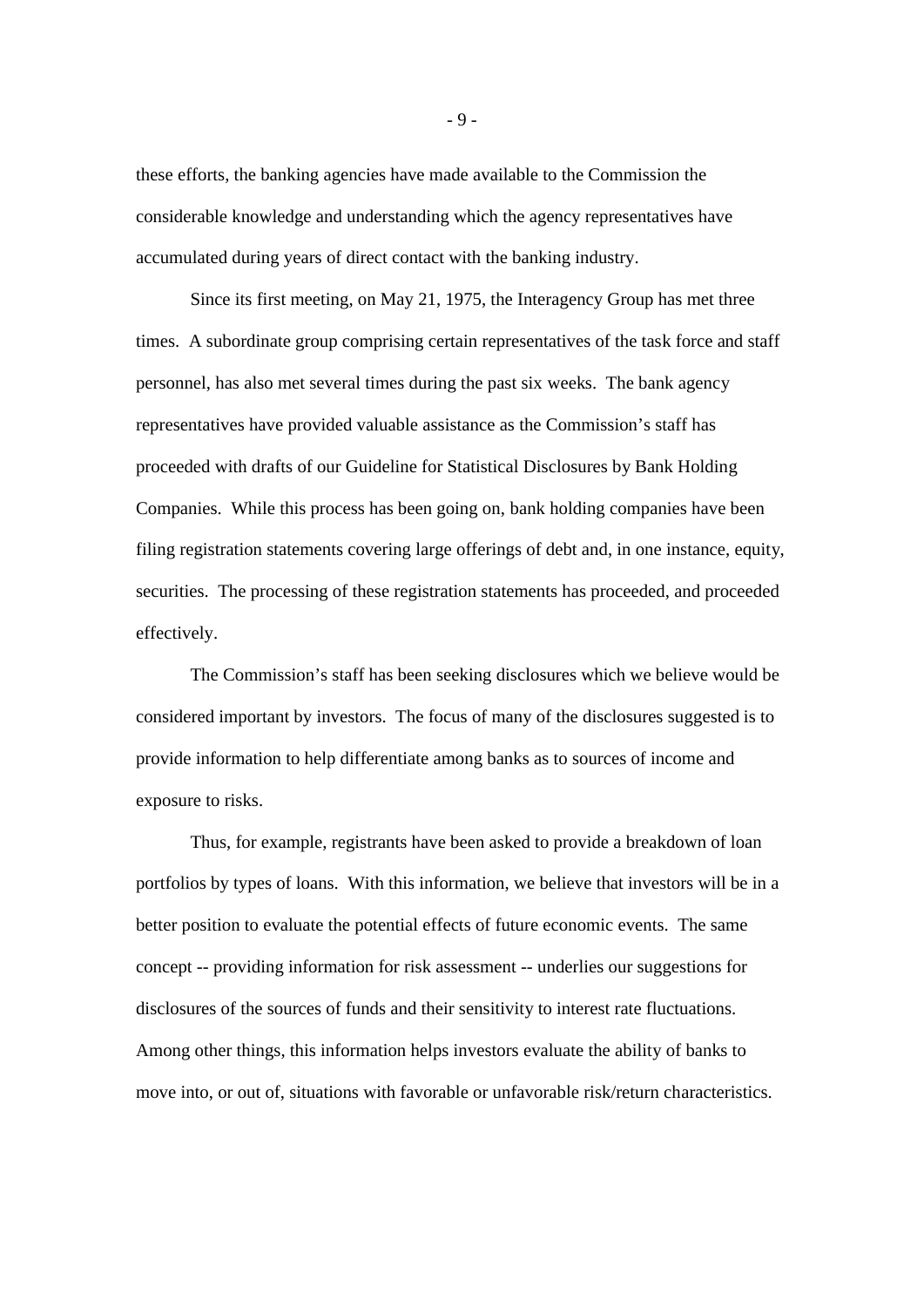these efforts, the banking agencies have made available to the Commission the considerable knowledge and understanding which the agency representatives have accumulated during years of direct contact with the banking industry.

Since its first meeting, on May 21, 1975, the Interagency Group has met three times. A subordinate group comprising certain representatives of the task force and staff personnel, has also met several times during the past six weeks. The bank agency representatives have provided valuable assistance as the Commission's staff has proceeded with drafts of our Guideline for Statistical Disclosures by Bank Holding Companies. While this process has been going on, bank holding companies have been filing registration statements covering large offerings of debt and, in one instance, equity, securities. The processing of these registration statements has proceeded, and proceeded effectively.

The Commission's staff has been seeking disclosures which we believe would be considered important by investors. The focus of many of the disclosures suggested is to provide information to help differentiate among banks as to sources of income and exposure to risks.

Thus, for example, registrants have been asked to provide a breakdown of loan portfolios by types of loans. With this information, we believe that investors will be in a better position to evaluate the potential effects of future economic events. The same concept -- providing information for risk assessment -- underlies our suggestions for disclosures of the sources of funds and their sensitivity to interest rate fluctuations. Among other things, this information helps investors evaluate the ability of banks to move into, or out of, situations with favorable or unfavorable risk/return characteristics.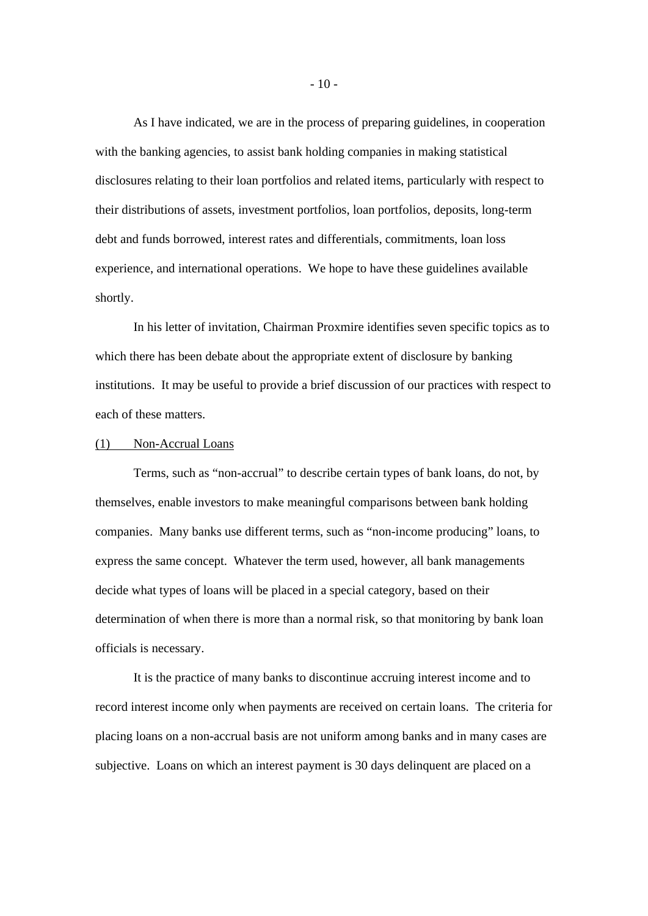As I have indicated, we are in the process of preparing guidelines, in cooperation with the banking agencies, to assist bank holding companies in making statistical disclosures relating to their loan portfolios and related items, particularly with respect to their distributions of assets, investment portfolios, loan portfolios, deposits, long-term debt and funds borrowed, interest rates and differentials, commitments, loan loss experience, and international operations. We hope to have these guidelines available shortly.

In his letter of invitation, Chairman Proxmire identifies seven specific topics as to which there has been debate about the appropriate extent of disclosure by banking institutions. It may be useful to provide a brief discussion of our practices with respect to each of these matters.

(1) Non-Accrual Loans

Terms, such as "non-accrual" to describe certain types of bank loans, do not, by themselves, enable investors to make meaningful comparisons between bank holding companies. Many banks use different terms, such as "non-income producing" loans, to express the same concept. Whatever the term used, however, all bank managements decide what types of loans will be placed in a special category, based on their determination of when there is more than a normal risk, so that monitoring by bank loan officials is necessary.

It is the practice of many banks to discontinue accruing interest income and to record interest income only when payments are received on certain loans. The criteria for placing loans on a non-accrual basis are not uniform among banks and in many cases are subjective. Loans on which an interest payment is 30 days delinquent are placed on a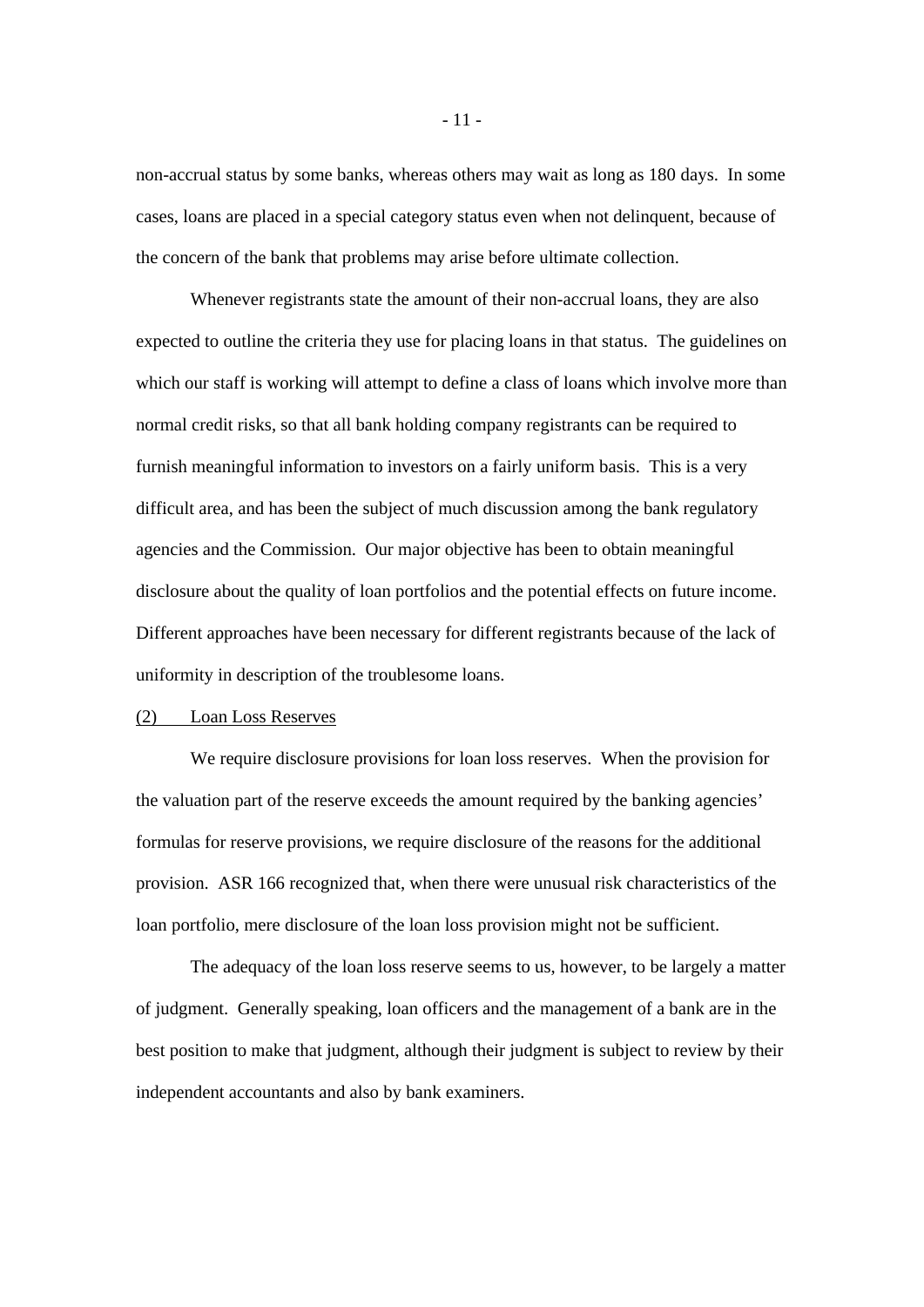non-accrual status by some banks, whereas others may wait as long as 180 days. In some cases, loans are placed in a special category status even when not delinquent, because of the concern of the bank that problems may arise before ultimate collection.

Whenever registrants state the amount of their non-accrual loans, they are also expected to outline the criteria they use for placing loans in that status. The guidelines on which our staff is working will attempt to define a class of loans which involve more than normal credit risks, so that all bank holding company registrants can be required to furnish meaningful information to investors on a fairly uniform basis. This is a very difficult area, and has been the subject of much discussion among the bank regulatory agencies and the Commission. Our major objective has been to obtain meaningful disclosure about the quality of loan portfolios and the potential effects on future income. Different approaches have been necessary for different registrants because of the lack of uniformity in description of the troublesome loans.

(2) Loan Loss Reserves

We require disclosure provisions for loan loss reserves. When the provision for the valuation part of the reserve exceeds the amount required by the banking agencies' formulas for reserve provisions, we require disclosure of the reasons for the additional provision. ASR 166 recognized that, when there were unusual risk characteristics of the loan portfolio, mere disclosure of the loan loss provision might not be sufficient.

The adequacy of the loan loss reserve seems to us, however, to be largely a matter of judgment. Generally speaking, loan officers and the management of a bank are in the best position to make that judgment, although their judgment is subject to review by their independent accountants and also by bank examiners.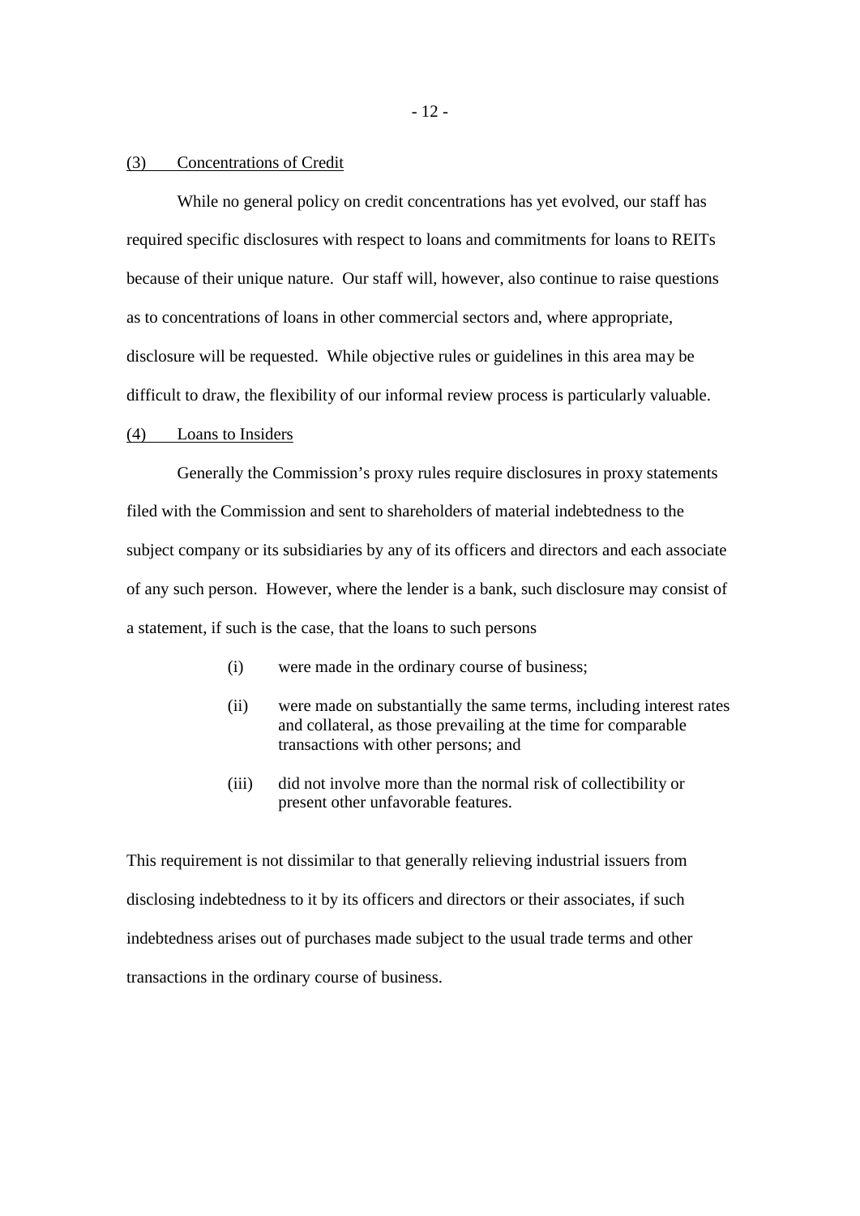(3) <u>Concentrations of Credit</u>

While no general policy on credit concentrations has yet evolved, our staff has required specific disclosures with respect to loans and commitments for loans to REITs because of their unique nature. Our staff will, however, also continue to raise questions as to concentrations of loans in other commercial sectors and, where appropriate, disclosure will be requested. While objective rules or guidelines in this area may be difficult to draw, the flexibility of our informal review process is particularly valuable.

(4) <u>Loans to Insiders</u>

Generally the Commission's proxy rules require disclosures in proxy statements filed with the Commission and sent to shareholders of material indebtedness to the subject company or its subsidiaries by any of its officers and directors and each associate of any such person. However, where the lender is a bank, such disclosure may consist of a statement, if such is the case, that the loans to such persons

(i) were made in the ordinary course of business;

(ii) were made on substantially the same terms, including interest rates and collateral, as those prevailing at the time for comparable transactions with other persons; and

(iii) did not involve more than the normal risk of collectibility or present other unfavorable features.

This requirement is not dissimilar to that generally relieving industrial issuers from disclosing indebtedness to it by its officers and directors or their associates, if such indebtedness arises out of purchases made subject to the usual trade terms and other transactions in the ordinary course of business.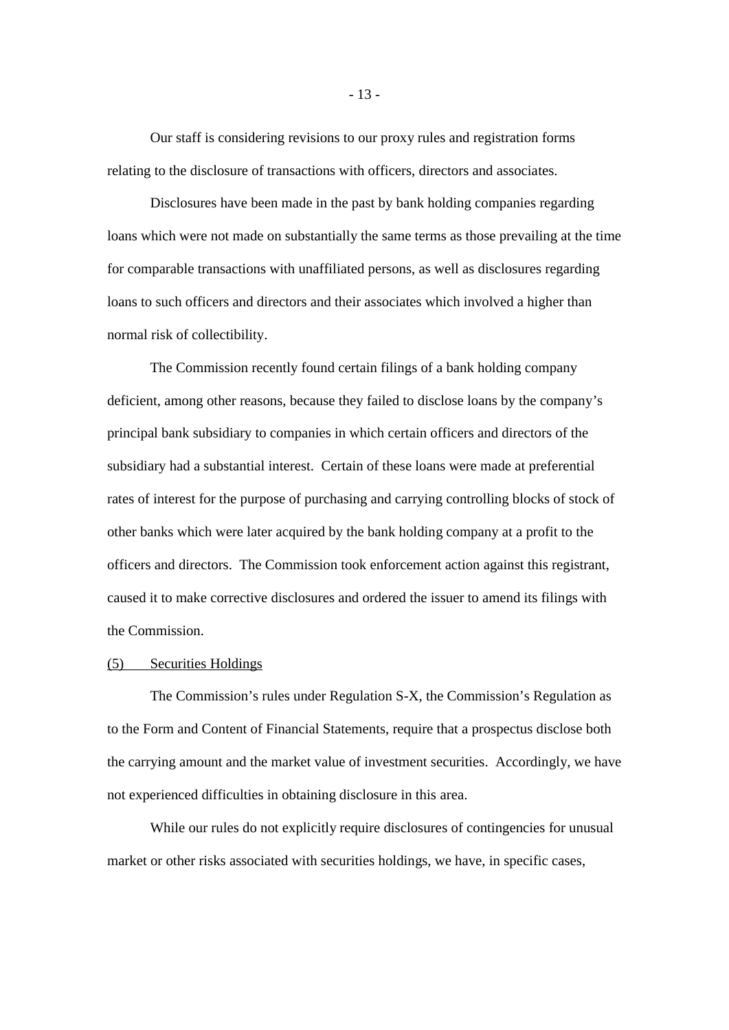Our staff is considering revisions to our proxy rules and registration forms relating to the disclosure of transactions with officers, directors and associates.

Disclosures have been made in the past by bank holding companies regarding loans which were not made on substantially the same terms as those prevailing at the time for comparable transactions with unaffiliated persons, as well as disclosures regarding loans to such officers and directors and their associates which involved a higher than normal risk of collectibility.

The Commission recently found certain filings of a bank holding company deficient, among other reasons, because they failed to disclose loans by the company's principal bank subsidiary to companies in which certain officers and directors of the subsidiary had a substantial interest. Certain of these loans were made at preferential rates of interest for the purpose of purchasing and carrying controlling blocks of stock of other banks which were later acquired by the bank holding company at a profit to the officers and directors. The Commission took enforcement action against this registrant, caused it to make corrective disclosures and ordered the issuer to amend its filings with the Commission.

(5) Securities Holdings

The Commission's rules under Regulation S-X, the Commission's Regulation as to the Form and Content of Financial Statements, require that a prospectus disclose both the carrying amount and the market value of investment securities. Accordingly, we have not experienced difficulties in obtaining disclosure in this area.

While our rules do not explicitly require disclosures of contingencies for unusual market or other risks associated with securities holdings, we have, in specific cases,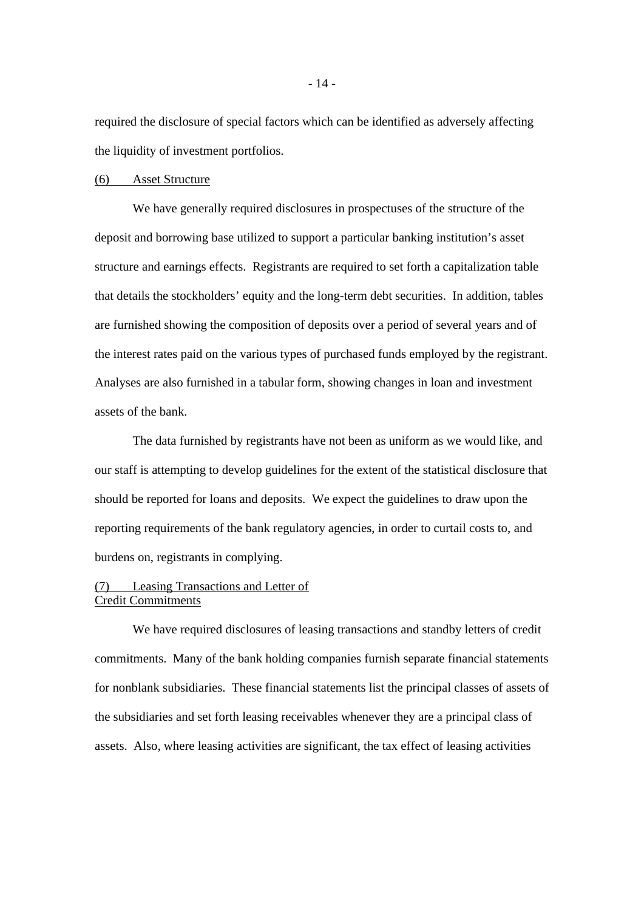required the disclosure of special factors which can be identified as adversely affecting the liquidity of investment portfolios.

(6) Asset Structure

We have generally required disclosures in prospectuses of the structure of the deposit and borrowing base utilized to support a particular banking institution's asset structure and earnings effects. Registrants are required to set forth a capitalization table that details the stockholders' equity and the long-term debt securities. In addition, tables are furnished showing the composition of deposits over a period of several years and of the interest rates paid on the various types of purchased funds employed by the registrant. Analyses are also furnished in a tabular form, showing changes in loan and investment assets of the bank.

The data furnished by registrants have not been as uniform as we would like, and our staff is attempting to develop guidelines for the extent of the statistical disclosure that should be reported for loans and deposits. We expect the guidelines to draw upon the reporting requirements of the bank regulatory agencies, in order to curtail costs to, and burdens on, registrants in complying.

(7) Leasing Transactions and Letter of Credit Commitments

We have required disclosures of leasing transactions and standby letters of credit commitments. Many of the bank holding companies furnish separate financial statements for nonblank subsidiaries. These financial statements list the principal classes of assets of the subsidiaries and set forth leasing receivables whenever they are a principal class of assets. Also, where leasing activities are significant, the tax effect of leasing activities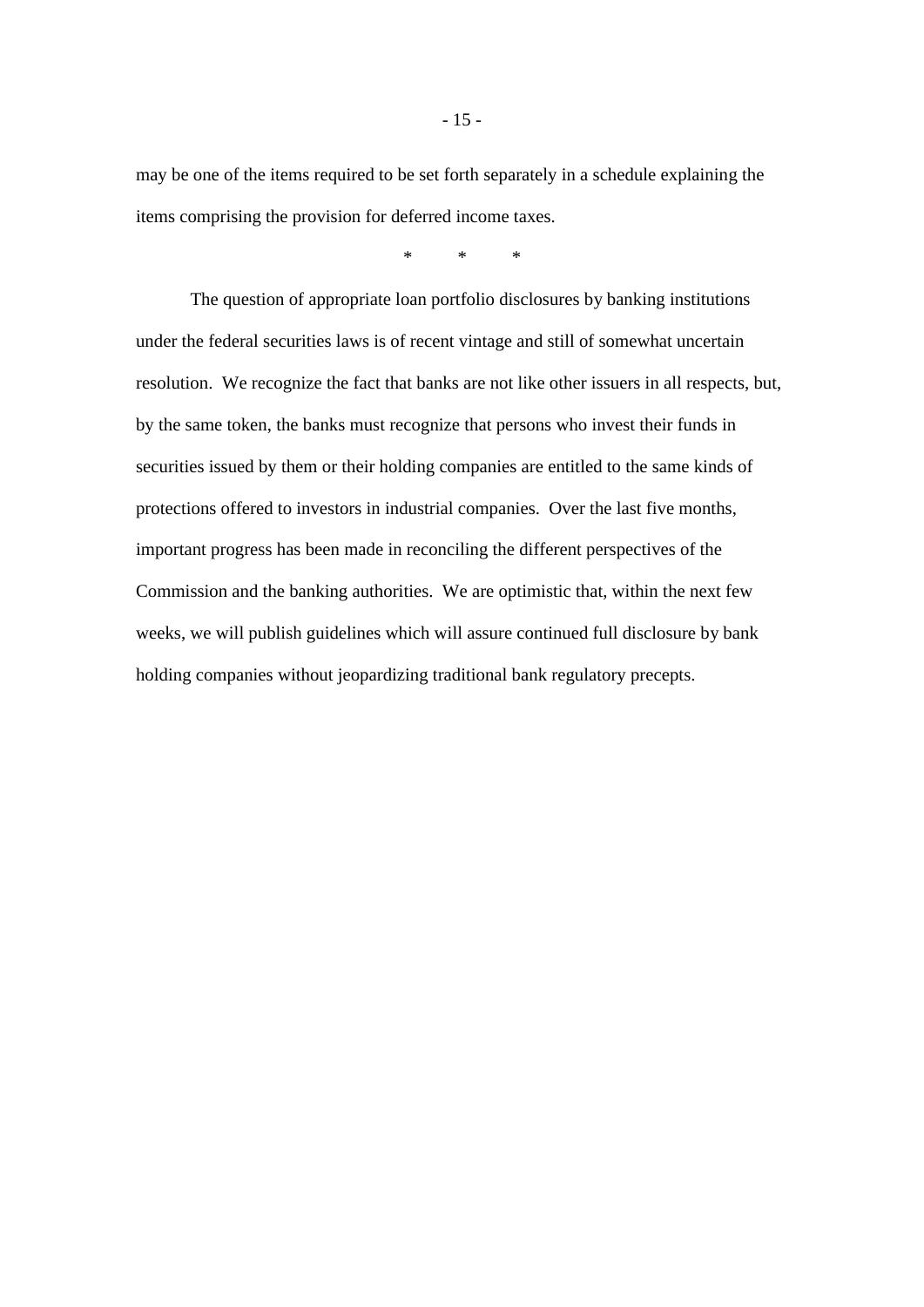may be one of the items required to be set forth separately in a schedule explaining the items comprising the provision for deferred income taxes.

\* \* \*

The question of appropriate loan portfolio disclosures by banking institutions under the federal securities laws is of recent vintage and still of somewhat uncertain resolution. We recognize the fact that banks are not like other issuers in all respects, but, by the same token, the banks must recognize that persons who invest their funds in securities issued by them or their holding companies are entitled to the same kinds of protections offered to investors in industrial companies. Over the last five months, important progress has been made in reconciling the different perspectives of the Commission and the banking authorities. We are optimistic that, within the next few weeks, we will publish guidelines which will assure continued full disclosure by bank holding companies without jeopardizing traditional bank regulatory precepts.